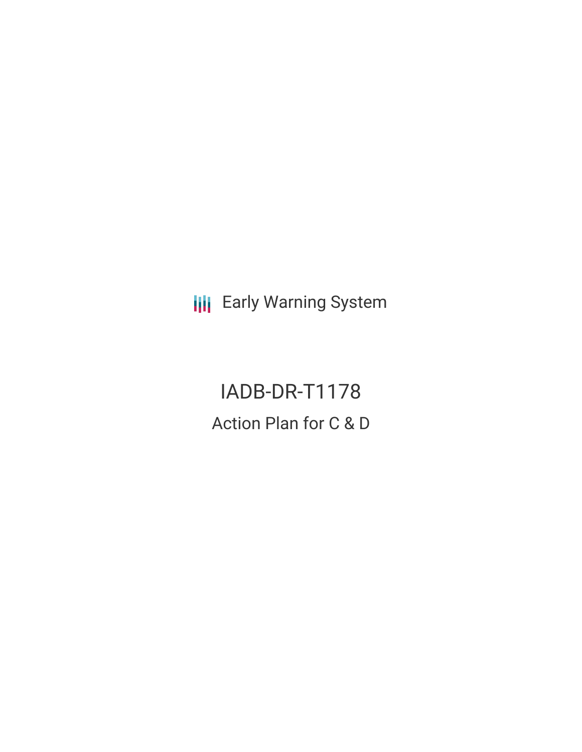Early Warning System

# IADB-DR-T1178

## Action Plan for C & D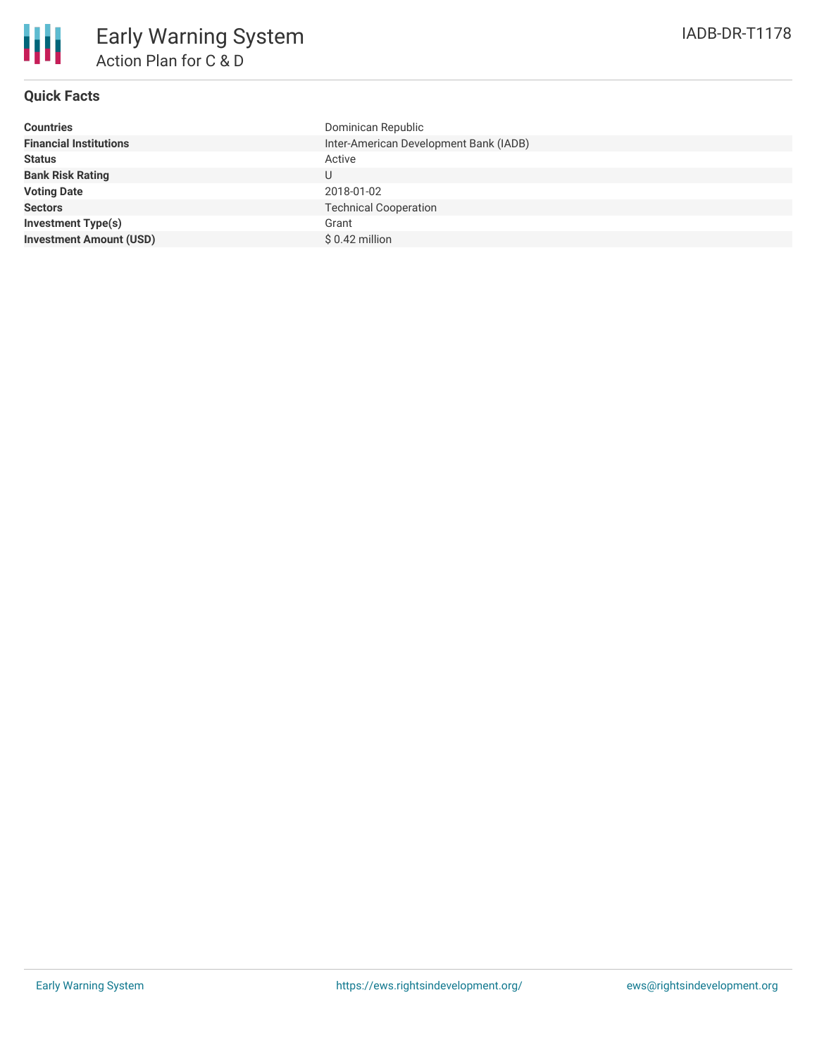# Early Warning System

## Action Plan for C & D

IADB-DR-T1178

### Quick Facts

| | |
|---|---|
| **Countries** | Dominican Republic |
| **Financial Institutions** | Inter-American Development Bank (IADB) |
| **Status** | Active |
| **Bank Risk Rating** | U |
| **Voting Date** | 2018-01-02 |
| **Sectors** | Technical Cooperation |
| **Investment Type(s)** | Grant |
| **Investment Amount (USD)** | $ 0.42 million |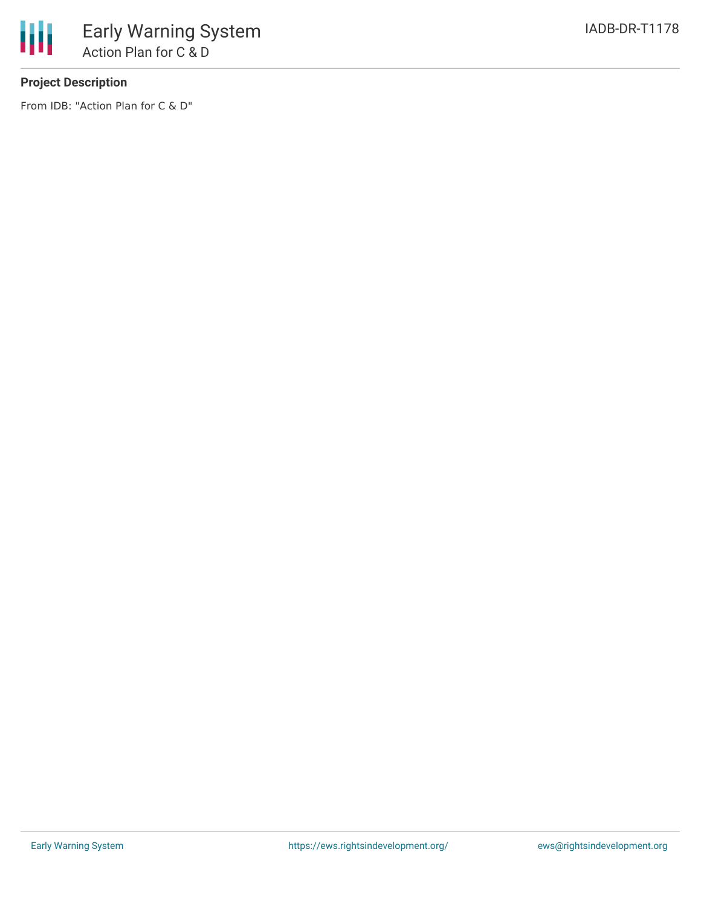**Project Description**

From IDB: "Action Plan for C & D"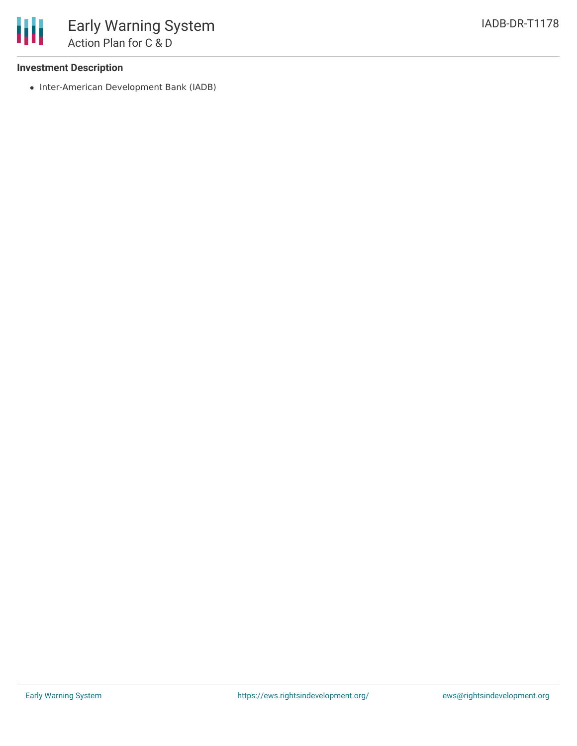**Investment Description**

- Inter-American Development Bank (IADB)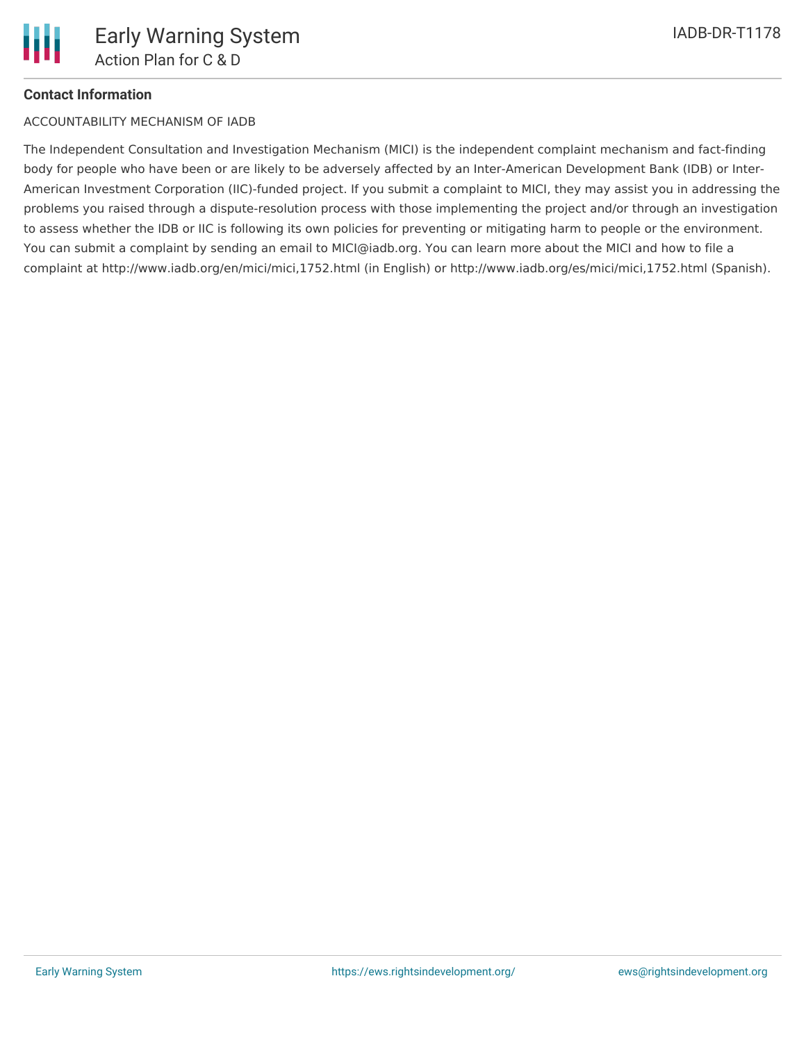**Contact Information**

ACCOUNTABILITY MECHANISM OF IADB

The Independent Consultation and Investigation Mechanism (MICI) is the independent complaint mechanism and fact-finding body for people who have been or are likely to be adversely affected by an Inter-American Development Bank (IDB) or Inter-American Investment Corporation (IIC)-funded project. If you submit a complaint to MICI, they may assist you in addressing the problems you raised through a dispute-resolution process with those implementing the project and/or through an investigation to assess whether the IDB or IIC is following its own policies for preventing or mitigating harm to people or the environment. You can submit a complaint by sending an email to MICI@iadb.org. You can learn more about the MICI and how to file a complaint at http://www.iadb.org/en/mici/mici,1752.html (in English) or http://www.iadb.org/es/mici/mici,1752.html (Spanish).